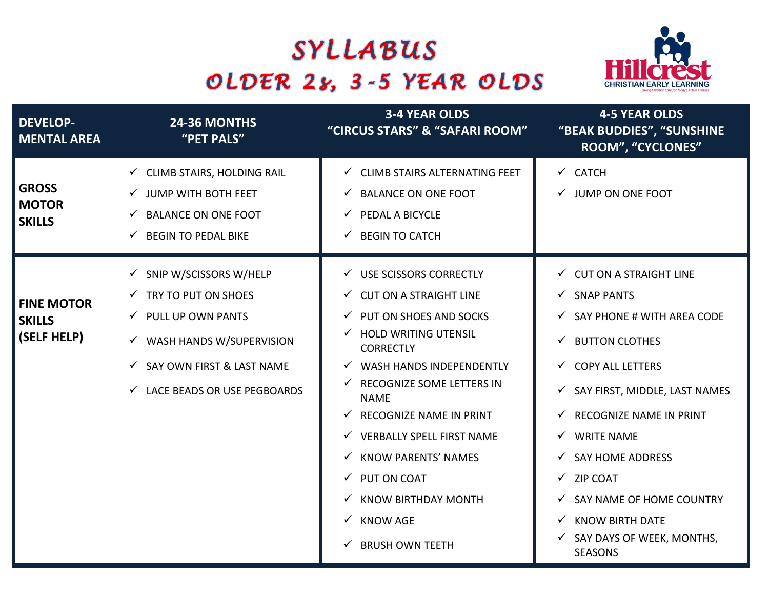# SYLLABUS

## OLDER 2s, 3-5 YEAR OLDS

Hillcrest Christian Early Learning
Loving Christian Care for Today's Active Families

| DEVELOP-MENTAL AREA | 24-36 MONTHS "PET PALS" | 3-4 YEAR OLDS "CIRCUS STARS" & "SAFARI ROOM" | 4-5 YEAR OLDS "BEAK BUDDIES", "SUNSHINE ROOM", "CYCLONES" |
|---|---|---|---|
| **GROSS MOTOR SKILLS** | ✓ CLIMB STAIRS, HOLDING RAIL<br>✓ JUMP WITH BOTH FEET<br>✓ BALANCE ON ONE FOOT<br>✓ BEGIN TO PEDAL BIKE | ✓ CLIMB STAIRS ALTERNATING FEET<br>✓ BALANCE ON ONE FOOT<br>✓ PEDAL A BICYCLE<br>✓ BEGIN TO CATCH | ✓ CATCH<br>✓ JUMP ON ONE FOOT |
| **FINE MOTOR SKILLS (SELF HELP)** | ✓ SNIP W/SCISSORS W/HELP<br>✓ TRY TO PUT ON SHOES<br>✓ PULL UP OWN PANTS<br>✓ WASH HANDS W/SUPERVISION<br>✓ SAY OWN FIRST & LAST NAME<br>✓ LACE BEADS OR USE PEGBOARDS | ✓ USE SCISSORS CORRECTLY<br>✓ CUT ON A STRAIGHT LINE<br>✓ PUT ON SHOES AND SOCKS<br>✓ HOLD WRITING UTENSIL CORRECTLY<br>✓ WASH HANDS INDEPENDENTLY<br>✓ RECOGNIZE SOME LETTERS IN NAME<br>✓ RECOGNIZE NAME IN PRINT<br>✓ VERBALLY SPELL FIRST NAME<br>✓ KNOW PARENTS' NAMES<br>✓ PUT ON COAT<br>✓ KNOW BIRTHDAY MONTH<br>✓ KNOW AGE<br>✓ BRUSH OWN TEETH | ✓ CUT ON A STRAIGHT LINE<br>✓ SNAP PANTS<br>✓ SAY PHONE # WITH AREA CODE<br>✓ BUTTON CLOTHES<br>✓ COPY ALL LETTERS<br>✓ SAY FIRST, MIDDLE, LAST NAMES<br>✓ RECOGNIZE NAME IN PRINT<br>✓ WRITE NAME<br>✓ SAY HOME ADDRESS<br>✓ ZIP COAT<br>✓ SAY NAME OF HOME COUNTRY<br>✓ KNOW BIRTH DATE<br>✓ SAY DAYS OF WEEK, MONTHS, SEASONS |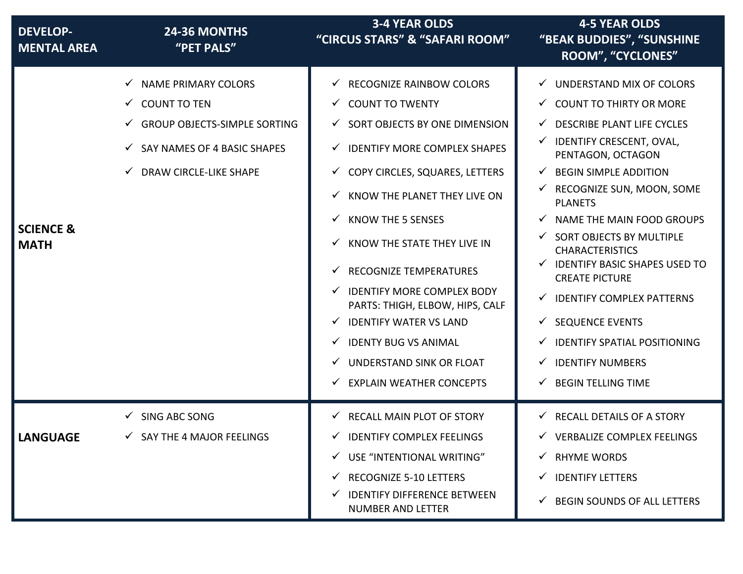| DEVELOP-MENTAL AREA | 24-36 MONTHS "PET PALS" | 3-4 YEAR OLDS "CIRCUS STARS" & "SAFARI ROOM" | 4-5 YEAR OLDS "BEAK BUDDIES", "SUNSHINE ROOM", "CYCLONES" |
|---|---|---|---|
| **SCIENCE & MATH** | ✓ NAME PRIMARY COLORS<br>✓ COUNT TO TEN<br>✓ GROUP OBJECTS-SIMPLE SORTING<br>✓ SAY NAMES OF 4 BASIC SHAPES<br>✓ DRAW CIRCLE-LIKE SHAPE | ✓ RECOGNIZE RAINBOW COLORS<br>✓ COUNT TO TWENTY<br>✓ SORT OBJECTS BY ONE DIMENSION<br>✓ IDENTIFY MORE COMPLEX SHAPES<br>✓ COPY CIRCLES, SQUARES, LETTERS<br>✓ KNOW THE PLANET THEY LIVE ON<br>✓ KNOW THE 5 SENSES<br>✓ KNOW THE STATE THEY LIVE IN<br>✓ RECOGNIZE TEMPERATURES<br>✓ IDENTIFY MORE COMPLEX BODY PARTS: THIGH, ELBOW, HIPS, CALF<br>✓ IDENTIFY WATER VS LAND<br>✓ IDENTY BUG VS ANIMAL<br>✓ UNDERSTAND SINK OR FLOAT<br>✓ EXPLAIN WEATHER CONCEPTS | ✓ UNDERSTAND MIX OF COLORS<br>✓ COUNT TO THIRTY OR MORE<br>✓ DESCRIBE PLANT LIFE CYCLES<br>✓ IDENTIFY CRESCENT, OVAL, PENTAGON, OCTAGON<br>✓ BEGIN SIMPLE ADDITION<br>✓ RECOGNIZE SUN, MOON, SOME PLANETS<br>✓ NAME THE MAIN FOOD GROUPS<br>✓ SORT OBJECTS BY MULTIPLE CHARACTERISTICS<br>✓ IDENTIFY BASIC SHAPES USED TO CREATE PICTURE<br>✓ IDENTIFY COMPLEX PATTERNS<br>✓ SEQUENCE EVENTS<br>✓ IDENTIFY SPATIAL POSITIONING<br>✓ IDENTIFY NUMBERS<br>✓ BEGIN TELLING TIME |
| **LANGUAGE** | ✓ SING ABC SONG<br>✓ SAY THE 4 MAJOR FEELINGS | ✓ RECALL MAIN PLOT OF STORY<br>✓ IDENTIFY COMPLEX FEELINGS<br>✓ USE "INTENTIONAL WRITING"<br>✓ RECOGNIZE 5-10 LETTERS<br>✓ IDENTIFY DIFFERENCE BETWEEN NUMBER AND LETTER | ✓ RECALL DETAILS OF A STORY<br>✓ VERBALIZE COMPLEX FEELINGS<br>✓ RHYME WORDS<br>✓ IDENTIFY LETTERS<br>✓ BEGIN SOUNDS OF ALL LETTERS |